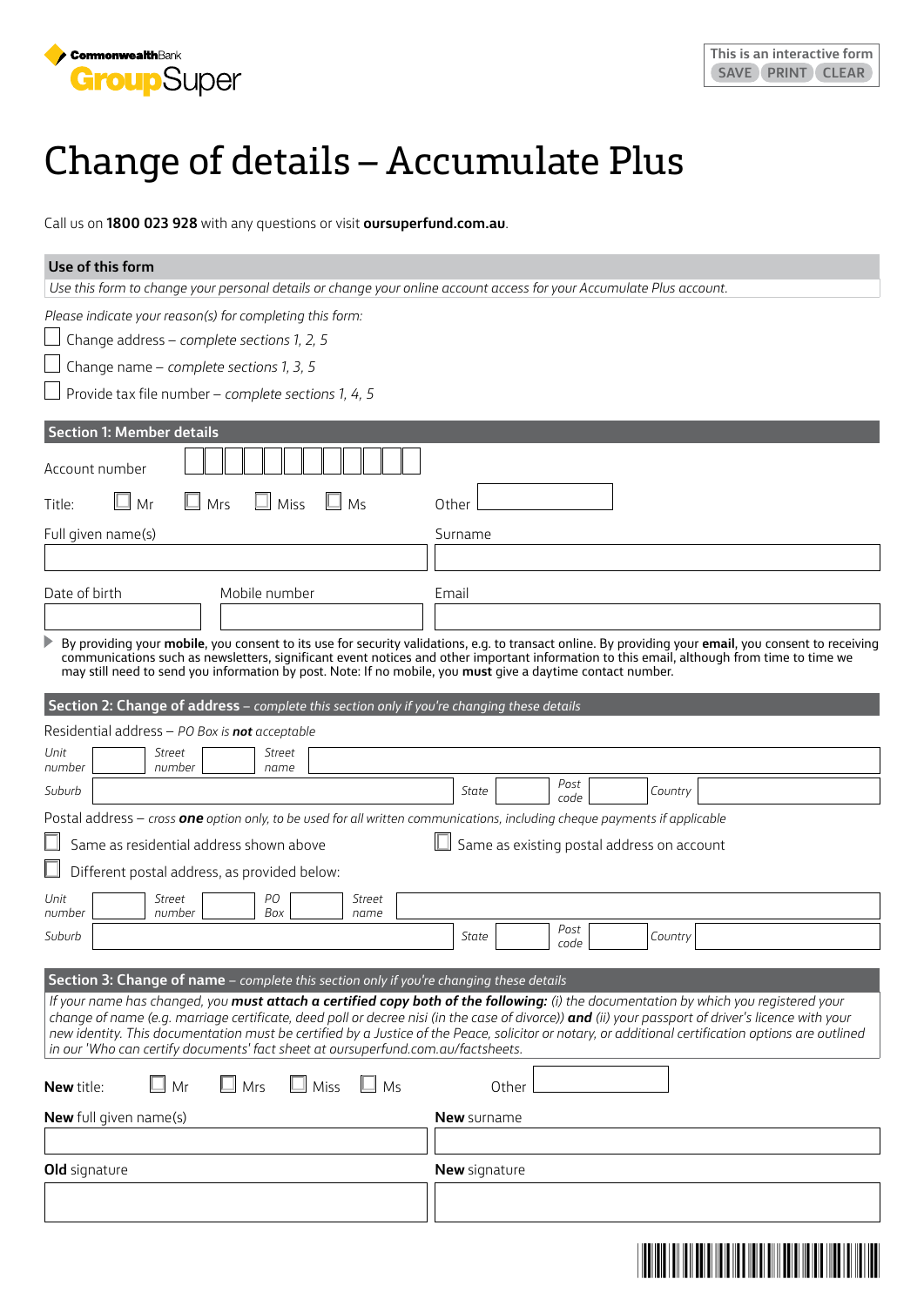CommonwealthBank GroupSuper

This is an interactive form SAVE PRINT CLEAR

# Change of details – Accumulate Plus

Call us on **1800 023 928** with any questions or visit **oursuperfund.com.au**.

## Use of this form

*Use this form to change your personal details or change your online account access for your Accumulate Plus account.*

*Please indicate your reason(s) for completing this form:*

- ☐ Change address – *complete sections 1, 2, 5*
- ☐ Change name – *complete sections 1, 3, 5*
- ☐ Provide tax file number – *complete sections 1, 4, 5*

## Section 1: Member details

Account number

Title: ☐ Mr ☐ Mrs ☐ Miss ☐ Ms Other

Full given name(s) | Surname

Date of birth | Mobile number | Email

By providing your **mobile**, you consent to its use for security validations, e.g. to transact online. By providing your **email**, you consent to receiving communications such as newsletters, significant event notices and other important information to this email, although from time to time we may still need to send you information by post. Note: If no mobile, you **must** give a daytime contact number.

## Section 2: Change of address – *complete this section only if you're changing these details*

Residential address – *PO Box is **not** acceptable*

*Unit number* | *Street number* | *Street name*

*Suburb* | *State* | *Post code* | *Country*

Postal address – *cross **one** option only, to be used for all written communications, including cheque payments if applicable*

- ☐ Same as residential address shown above
- ☐ Same as existing postal address on account
- ☐ Different postal address, as provided below:

*Unit number* | *Street number* | *PO Box* | *Street name*

*Suburb* | *State* | *Post code* | *Country*

## Section 3: Change of name – *complete this section only if you're changing these details*

*If your name has changed, you **must attach a certified copy both of the following:** (i) the documentation by which you registered your change of name (e.g. marriage certificate, deed poll or decree nisi (in the case of divorce)) **and** (ii) your passport of driver's licence with your new identity. This documentation must be certified by a Justice of the Peace, solicitor or notary, or additional certification options are outlined in our 'Who can certify documents' fact sheet at oursuperfund.com.au/factsheets.*

**New** title: ☐ Mr ☐ Mrs ☐ Miss ☐ Ms Other

**New** full given name(s) | **New** surname

**Old** signature | **New** signature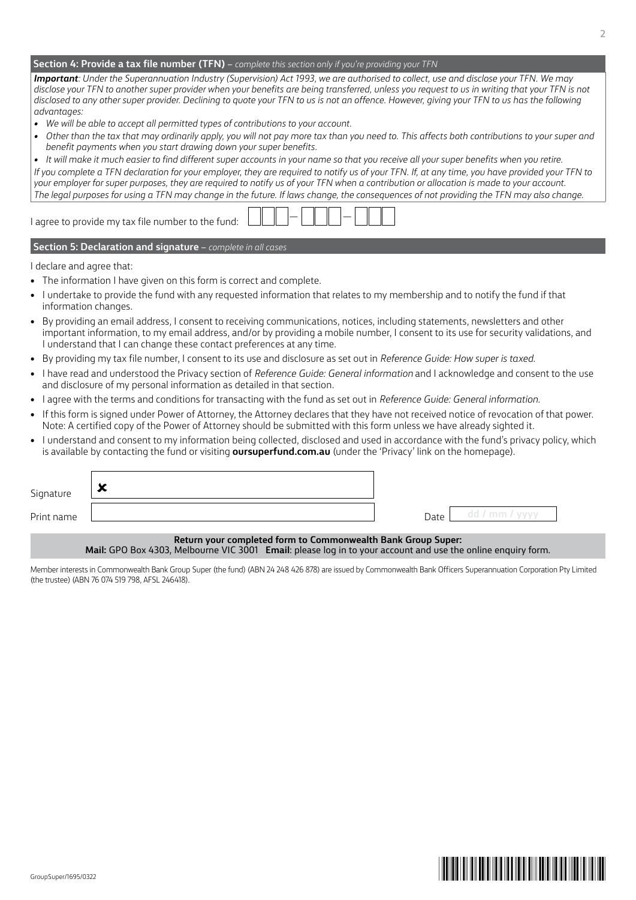## Section 4: Provide a tax file number (TFN) – *complete this section only if you're providing your TFN*

***Important**: Under the Superannuation Industry (Supervision) Act 1993, we are authorised to collect, use and disclose your TFN. We may disclose your TFN to another super provider when your benefits are being transferred, unless you request to us in writing that your TFN is not disclosed to any other super provider. Declining to quote your TFN to us is not an offence. However, giving your TFN to us has the following advantages:*

- *We will be able to accept all permitted types of contributions to your account.*
- *Other than the tax that may ordinarily apply, you will not pay more tax than you need to. This affects both contributions to your super and benefit payments when you start drawing down your super benefits.*
- *It will make it much easier to find different super accounts in your name so that you receive all your super benefits when you retire.*

*If you complete a TFN declaration for your employer, they are required to notify us of your TFN. If, at any time, you have provided your TFN to your employer for super purposes, they are required to notify us of your TFN when a contribution or allocation is made to your account. The legal purposes for using a TFN may change in the future. If laws change, the consequences of not providing the TFN may also change.*

I agree to provide my tax file number to the fund: ☐☐☐ – ☐☐☐ – ☐☐☐

## Section 5: Declaration and signature – *complete in all cases*

I declare and agree that:

- The information I have given on this form is correct and complete.
- I undertake to provide the fund with any requested information that relates to my membership and to notify the fund if that information changes.
- By providing an email address, I consent to receiving communications, notices, including statements, newsletters and other important information, to my email address, and/or by providing a mobile number, I consent to its use for security validations, and I understand that I can change these contact preferences at any time.
- By providing my tax file number, I consent to its use and disclosure as set out in *Reference Guide: How super is taxed.*
- I have read and understood the Privacy section of *Reference Guide: General information* and I acknowledge and consent to the use and disclosure of my personal information as detailed in that section.
- I agree with the terms and conditions for transacting with the fund as set out in *Reference Guide: General information.*
- If this form is signed under Power of Attorney, the Attorney declares that they have not received notice of revocation of that power. Note: A certified copy of the Power of Attorney should be submitted with this form unless we have already sighted it.
- I understand and consent to my information being collected, disclosed and used in accordance with the fund's privacy policy, which is available by contacting the fund or visiting **oursuperfund.com.au** (under the 'Privacy' link on the homepage).

Signature ✘ ____________________

Print name ____________________ Date dd / mm / yyyy

**Return your completed form to Commonwealth Bank Group Super:**
**Mail:** GPO Box 4303, Melbourne VIC 3001 **Email**: please log in to your account and use the online enquiry form.

Member interests in Commonwealth Bank Group Super (the fund) (ABN 24 248 426 878) are issued by Commonwealth Bank Officers Superannuation Corporation Pty Limited (the trustee) (ABN 76 074 519 798, AFSL 246418).

GroupSuper/1695/0322